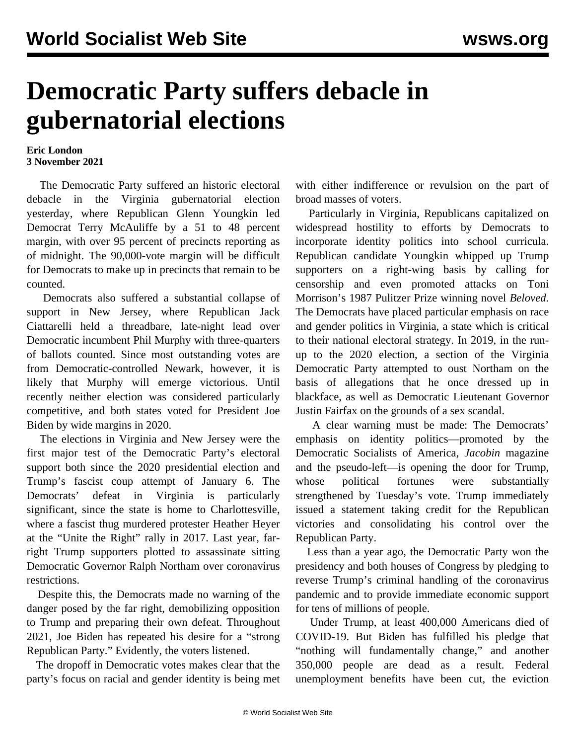# Democratic Party suffers debacle in gubernatorial elections

**Eric London**
**3 November 2021**

The Democratic Party suffered an historic electoral debacle in the Virginia gubernatorial election yesterday, where Republican Glenn Youngkin led Democrat Terry McAuliffe by a 51 to 48 percent margin, with over 95 percent of precincts reporting as of midnight. The 90,000-vote margin will be difficult for Democrats to make up in precincts that remain to be counted.

Democrats also suffered a substantial collapse of support in New Jersey, where Republican Jack Ciattarelli held a threadbare, late-night lead over Democratic incumbent Phil Murphy with three-quarters of ballots counted. Since most outstanding votes are from Democratic-controlled Newark, however, it is likely that Murphy will emerge victorious. Until recently neither election was considered particularly competitive, and both states voted for President Joe Biden by wide margins in 2020.

The elections in Virginia and New Jersey were the first major test of the Democratic Party's electoral support both since the 2020 presidential election and Trump's fascist coup attempt of January 6. The Democrats' defeat in Virginia is particularly significant, since the state is home to Charlottesville, where a fascist thug murdered protester Heather Heyer at the "Unite the Right" rally in 2017. Last year, far-right Trump supporters plotted to assassinate sitting Democratic Governor Ralph Northam over coronavirus restrictions.

Despite this, the Democrats made no warning of the danger posed by the far right, demobilizing opposition to Trump and preparing their own defeat. Throughout 2021, Joe Biden has repeated his desire for a "strong Republican Party." Evidently, the voters listened.

The dropoff in Democratic votes makes clear that the party's focus on racial and gender identity is being met with either indifference or revulsion on the part of broad masses of voters.

Particularly in Virginia, Republicans capitalized on widespread hostility to efforts by Democrats to incorporate identity politics into school curricula. Republican candidate Youngkin whipped up Trump supporters on a right-wing basis by calling for censorship and even promoted attacks on Toni Morrison's 1987 Pulitzer Prize winning novel *Beloved*. The Democrats have placed particular emphasis on race and gender politics in Virginia, a state which is critical to their national electoral strategy. In 2019, in the run-up to the 2020 election, a section of the Virginia Democratic Party attempted to oust Northam on the basis of allegations that he once dressed up in blackface, as well as Democratic Lieutenant Governor Justin Fairfax on the grounds of a sex scandal.

A clear warning must be made: The Democrats' emphasis on identity politics—promoted by the Democratic Socialists of America, *Jacobin* magazine and the pseudo-left—is opening the door for Trump, whose political fortunes were substantially strengthened by Tuesday's vote. Trump immediately issued a statement taking credit for the Republican victories and consolidating his control over the Republican Party.

Less than a year ago, the Democratic Party won the presidency and both houses of Congress by pledging to reverse Trump's criminal handling of the coronavirus pandemic and to provide immediate economic support for tens of millions of people.

Under Trump, at least 400,000 Americans died of COVID-19. But Biden has fulfilled his pledge that "nothing will fundamentally change," and another 350,000 people are dead as a result. Federal unemployment benefits have been cut, the eviction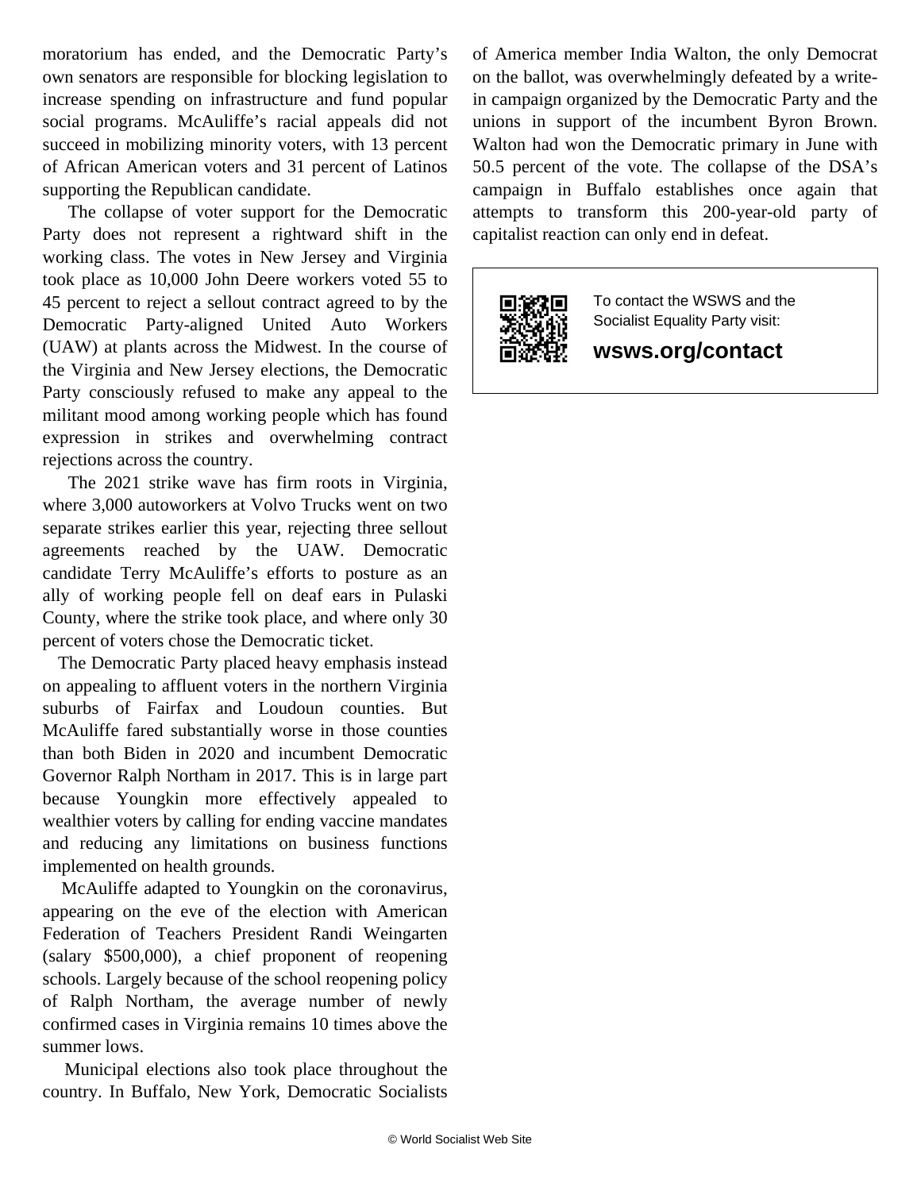moratorium has ended, and the Democratic Party's own senators are responsible for blocking legislation to increase spending on infrastructure and fund popular social programs. McAuliffe's racial appeals did not succeed in mobilizing minority voters, with 13 percent of African American voters and 31 percent of Latinos supporting the Republican candidate.

The collapse of voter support for the Democratic Party does not represent a rightward shift in the working class. The votes in New Jersey and Virginia took place as 10,000 John Deere workers voted 55 to 45 percent to reject a sellout contract agreed to by the Democratic Party-aligned United Auto Workers (UAW) at plants across the Midwest. In the course of the Virginia and New Jersey elections, the Democratic Party consciously refused to make any appeal to the militant mood among working people which has found expression in strikes and overwhelming contract rejections across the country.

The 2021 strike wave has firm roots in Virginia, where 3,000 autoworkers at Volvo Trucks went on two separate strikes earlier this year, rejecting three sellout agreements reached by the UAW. Democratic candidate Terry McAuliffe's efforts to posture as an ally of working people fell on deaf ears in Pulaski County, where the strike took place, and where only 30 percent of voters chose the Democratic ticket.

The Democratic Party placed heavy emphasis instead on appealing to affluent voters in the northern Virginia suburbs of Fairfax and Loudoun counties. But McAuliffe fared substantially worse in those counties than both Biden in 2020 and incumbent Democratic Governor Ralph Northam in 2017. This is in large part because Youngkin more effectively appealed to wealthier voters by calling for ending vaccine mandates and reducing any limitations on business functions implemented on health grounds.

McAuliffe adapted to Youngkin on the coronavirus, appearing on the eve of the election with American Federation of Teachers President Randi Weingarten (salary $500,000), a chief proponent of reopening schools. Largely because of the school reopening policy of Ralph Northam, the average number of newly confirmed cases in Virginia remains 10 times above the summer lows.

Municipal elections also took place throughout the country. In Buffalo, New York, Democratic Socialists of America member India Walton, the only Democrat on the ballot, was overwhelmingly defeated by a write-in campaign organized by the Democratic Party and the unions in support of the incumbent Byron Brown. Walton had won the Democratic primary in June with 50.5 percent of the vote. The collapse of the DSA's campaign in Buffalo establishes once again that attempts to transform this 200-year-old party of capitalist reaction can only end in defeat.

To contact the WSWS and the Socialist Equality Party visit:

**wsws.org/contact**